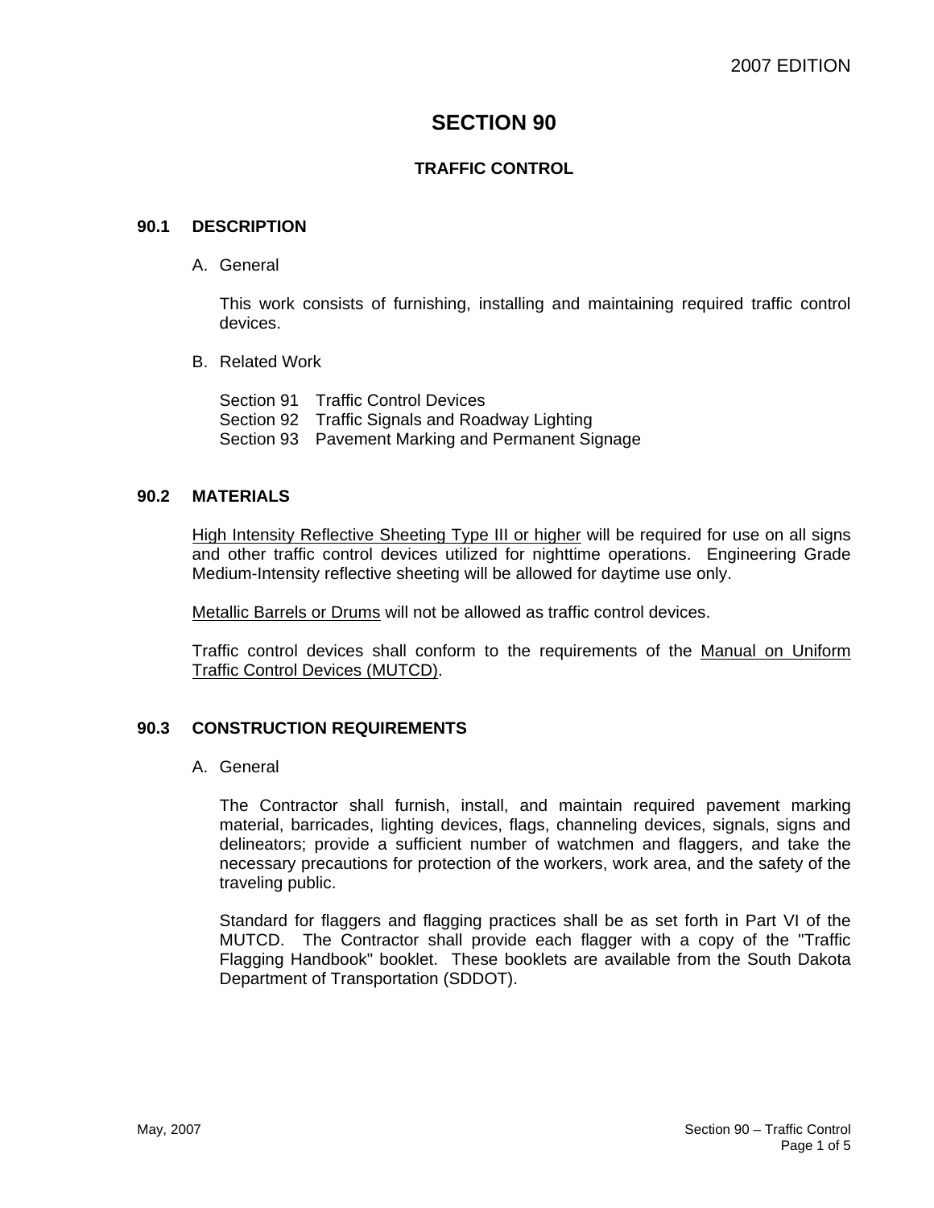# SECTION 90

## TRAFFIC CONTROL

### 90.1 DESCRIPTION

A. General

This work consists of furnishing, installing and maintaining required traffic control devices.

B. Related Work

Section 91 Traffic Control Devices
Section 92 Traffic Signals and Roadway Lighting
Section 93 Pavement Marking and Permanent Signage

### 90.2 MATERIALS

High Intensity Reflective Sheeting Type III or higher will be required for use on all signs and other traffic control devices utilized for nighttime operations. Engineering Grade Medium-Intensity reflective sheeting will be allowed for daytime use only.

Metallic Barrels or Drums will not be allowed as traffic control devices.

Traffic control devices shall conform to the requirements of the Manual on Uniform Traffic Control Devices (MUTCD).

### 90.3 CONSTRUCTION REQUIREMENTS

A. General

The Contractor shall furnish, install, and maintain required pavement marking material, barricades, lighting devices, flags, channeling devices, signals, signs and delineators; provide a sufficient number of watchmen and flaggers, and take the necessary precautions for protection of the workers, work area, and the safety of the traveling public.

Standard for flaggers and flagging practices shall be as set forth in Part VI of the MUTCD. The Contractor shall provide each flagger with a copy of the "Traffic Flagging Handbook" booklet. These booklets are available from the South Dakota Department of Transportation (SDDOT).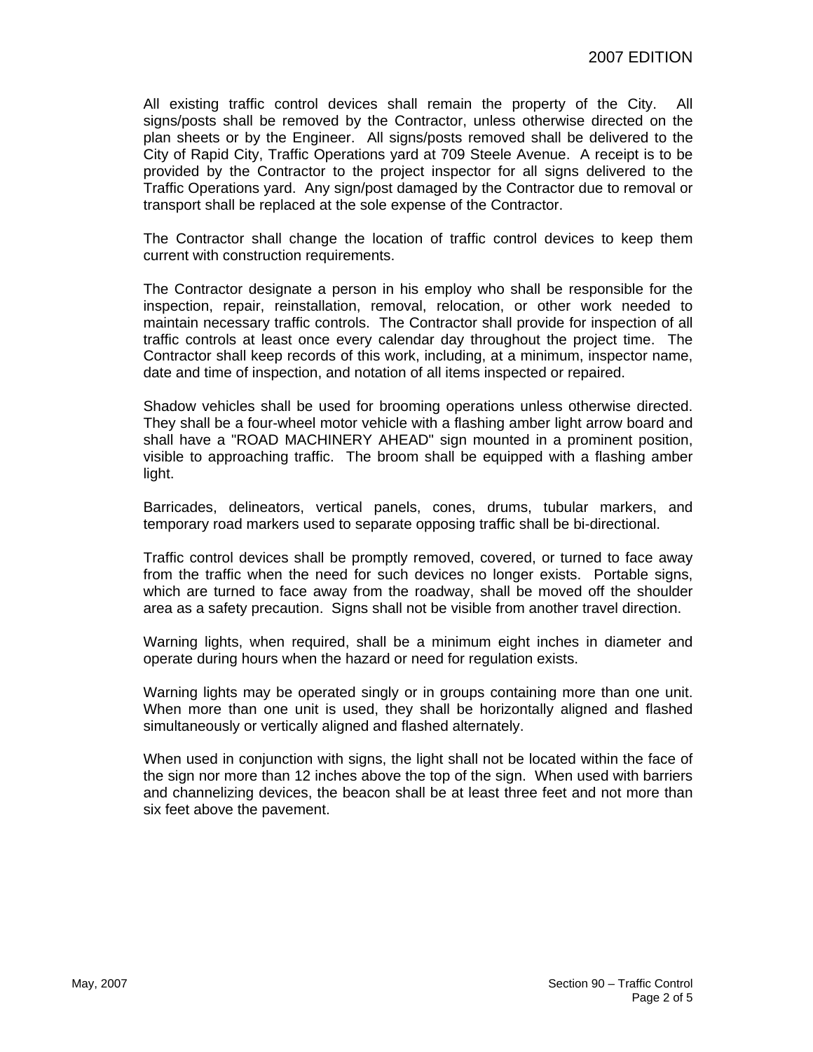All existing traffic control devices shall remain the property of the City. All signs/posts shall be removed by the Contractor, unless otherwise directed on the plan sheets or by the Engineer. All signs/posts removed shall be delivered to the City of Rapid City, Traffic Operations yard at 709 Steele Avenue. A receipt is to be provided by the Contractor to the project inspector for all signs delivered to the Traffic Operations yard. Any sign/post damaged by the Contractor due to removal or transport shall be replaced at the sole expense of the Contractor.

The Contractor shall change the location of traffic control devices to keep them current with construction requirements.

The Contractor designate a person in his employ who shall be responsible for the inspection, repair, reinstallation, removal, relocation, or other work needed to maintain necessary traffic controls. The Contractor shall provide for inspection of all traffic controls at least once every calendar day throughout the project time. The Contractor shall keep records of this work, including, at a minimum, inspector name, date and time of inspection, and notation of all items inspected or repaired.

Shadow vehicles shall be used for brooming operations unless otherwise directed. They shall be a four-wheel motor vehicle with a flashing amber light arrow board and shall have a "ROAD MACHINERY AHEAD" sign mounted in a prominent position, visible to approaching traffic. The broom shall be equipped with a flashing amber light.

Barricades, delineators, vertical panels, cones, drums, tubular markers, and temporary road markers used to separate opposing traffic shall be bi-directional.

Traffic control devices shall be promptly removed, covered, or turned to face away from the traffic when the need for such devices no longer exists. Portable signs, which are turned to face away from the roadway, shall be moved off the shoulder area as a safety precaution. Signs shall not be visible from another travel direction.

Warning lights, when required, shall be a minimum eight inches in diameter and operate during hours when the hazard or need for regulation exists.

Warning lights may be operated singly or in groups containing more than one unit. When more than one unit is used, they shall be horizontally aligned and flashed simultaneously or vertically aligned and flashed alternately.

When used in conjunction with signs, the light shall not be located within the face of the sign nor more than 12 inches above the top of the sign. When used with barriers and channelizing devices, the beacon shall be at least three feet and not more than six feet above the pavement.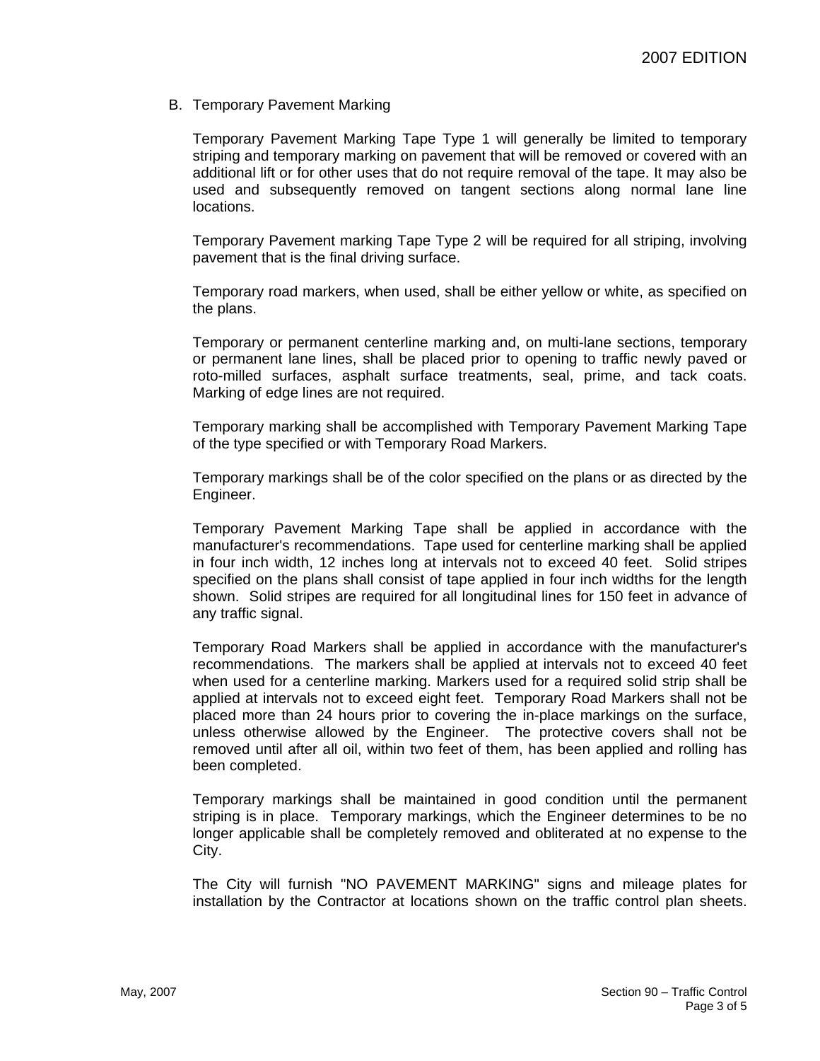B. Temporary Pavement Marking

Temporary Pavement Marking Tape Type 1 will generally be limited to temporary striping and temporary marking on pavement that will be removed or covered with an additional lift or for other uses that do not require removal of the tape. It may also be used and subsequently removed on tangent sections along normal lane line locations.

Temporary Pavement marking Tape Type 2 will be required for all striping, involving pavement that is the final driving surface.

Temporary road markers, when used, shall be either yellow or white, as specified on the plans.

Temporary or permanent centerline marking and, on multi-lane sections, temporary or permanent lane lines, shall be placed prior to opening to traffic newly paved or roto-milled surfaces, asphalt surface treatments, seal, prime, and tack coats. Marking of edge lines are not required.

Temporary marking shall be accomplished with Temporary Pavement Marking Tape of the type specified or with Temporary Road Markers.

Temporary markings shall be of the color specified on the plans or as directed by the Engineer.

Temporary Pavement Marking Tape shall be applied in accordance with the manufacturer's recommendations. Tape used for centerline marking shall be applied in four inch width, 12 inches long at intervals not to exceed 40 feet. Solid stripes specified on the plans shall consist of tape applied in four inch widths for the length shown. Solid stripes are required for all longitudinal lines for 150 feet in advance of any traffic signal.

Temporary Road Markers shall be applied in accordance with the manufacturer's recommendations. The markers shall be applied at intervals not to exceed 40 feet when used for a centerline marking. Markers used for a required solid strip shall be applied at intervals not to exceed eight feet. Temporary Road Markers shall not be placed more than 24 hours prior to covering the in-place markings on the surface, unless otherwise allowed by the Engineer. The protective covers shall not be removed until after all oil, within two feet of them, has been applied and rolling has been completed.

Temporary markings shall be maintained in good condition until the permanent striping is in place. Temporary markings, which the Engineer determines to be no longer applicable shall be completely removed and obliterated at no expense to the City.

The City will furnish "NO PAVEMENT MARKING" signs and mileage plates for installation by the Contractor at locations shown on the traffic control plan sheets.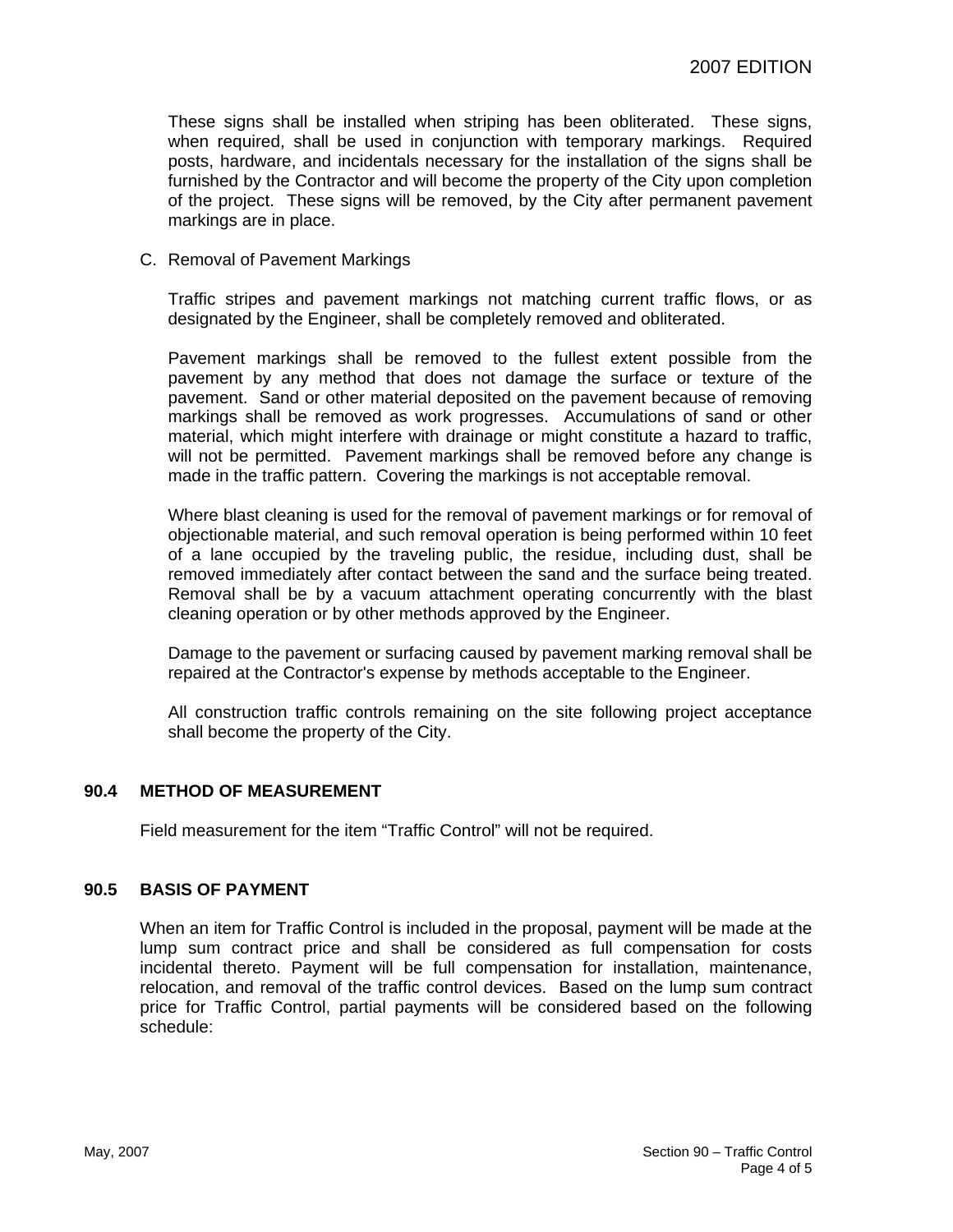These signs shall be installed when striping has been obliterated. These signs, when required, shall be used in conjunction with temporary markings. Required posts, hardware, and incidentals necessary for the installation of the signs shall be furnished by the Contractor and will become the property of the City upon completion of the project. These signs will be removed, by the City after permanent pavement markings are in place.

C. Removal of Pavement Markings

Traffic stripes and pavement markings not matching current traffic flows, or as designated by the Engineer, shall be completely removed and obliterated.

Pavement markings shall be removed to the fullest extent possible from the pavement by any method that does not damage the surface or texture of the pavement. Sand or other material deposited on the pavement because of removing markings shall be removed as work progresses. Accumulations of sand or other material, which might interfere with drainage or might constitute a hazard to traffic, will not be permitted. Pavement markings shall be removed before any change is made in the traffic pattern. Covering the markings is not acceptable removal.

Where blast cleaning is used for the removal of pavement markings or for removal of objectionable material, and such removal operation is being performed within 10 feet of a lane occupied by the traveling public, the residue, including dust, shall be removed immediately after contact between the sand and the surface being treated. Removal shall be by a vacuum attachment operating concurrently with the blast cleaning operation or by other methods approved by the Engineer.

Damage to the pavement or surfacing caused by pavement marking removal shall be repaired at the Contractor's expense by methods acceptable to the Engineer.

All construction traffic controls remaining on the site following project acceptance shall become the property of the City.

## 90.4 METHOD OF MEASUREMENT

Field measurement for the item "Traffic Control" will not be required.

## 90.5 BASIS OF PAYMENT

When an item for Traffic Control is included in the proposal, payment will be made at the lump sum contract price and shall be considered as full compensation for costs incidental thereto. Payment will be full compensation for installation, maintenance, relocation, and removal of the traffic control devices. Based on the lump sum contract price for Traffic Control, partial payments will be considered based on the following schedule: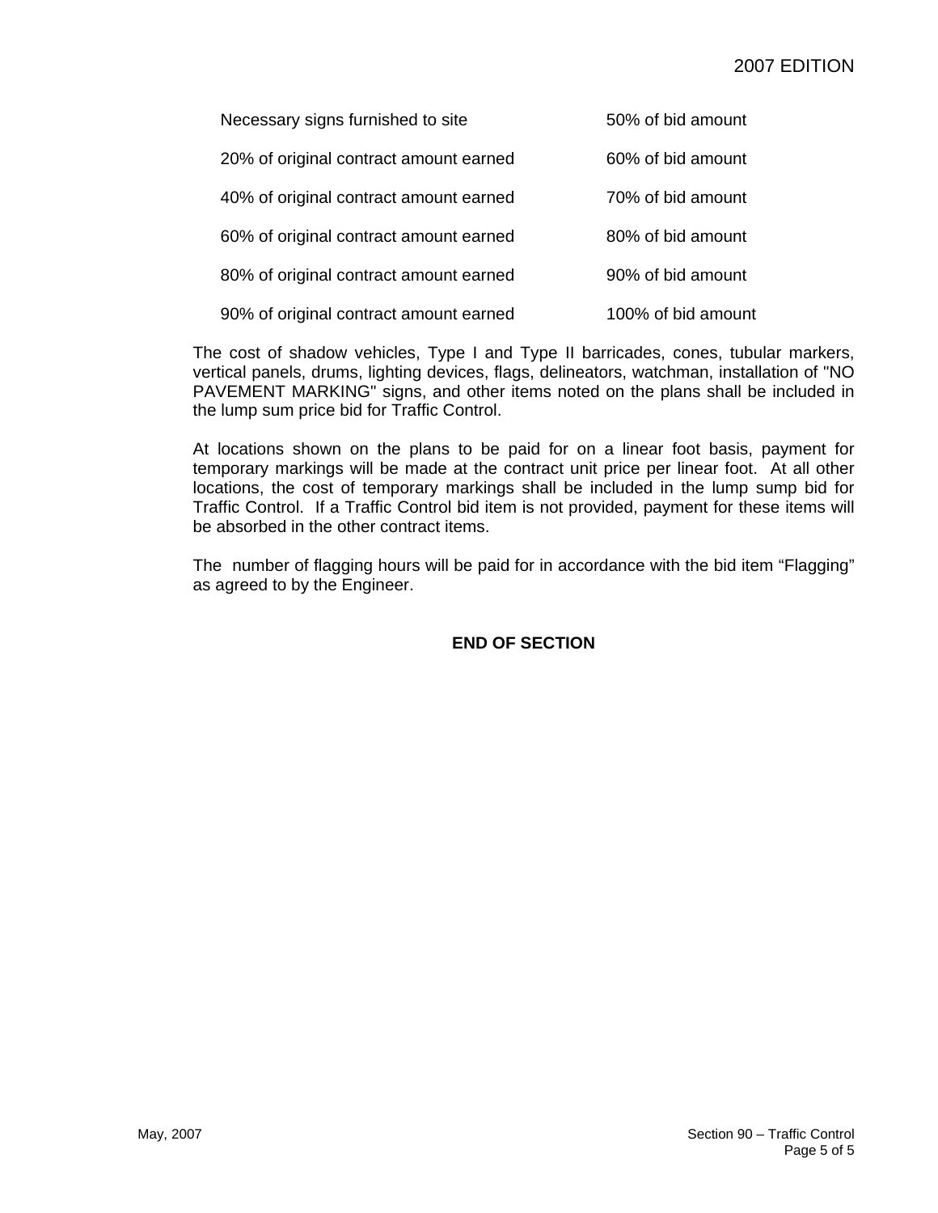| | |
|---|---|
| Necessary signs furnished to site | 50% of bid amount |
| 20% of original contract amount earned | 60% of bid amount |
| 40% of original contract amount earned | 70% of bid amount |
| 60% of original contract amount earned | 80% of bid amount |
| 80% of original contract amount earned | 90% of bid amount |
| 90% of original contract amount earned | 100% of bid amount |

The cost of shadow vehicles, Type I and Type II barricades, cones, tubular markers, vertical panels, drums, lighting devices, flags, delineators, watchman, installation of "NO PAVEMENT MARKING" signs, and other items noted on the plans shall be included in the lump sum price bid for Traffic Control.

At locations shown on the plans to be paid for on a linear foot basis, payment for temporary markings will be made at the contract unit price per linear foot. At all other locations, the cost of temporary markings shall be included in the lump sump bid for Traffic Control. If a Traffic Control bid item is not provided, payment for these items will be absorbed in the other contract items.

The number of flagging hours will be paid for in accordance with the bid item "Flagging" as agreed to by the Engineer.

**END OF SECTION**